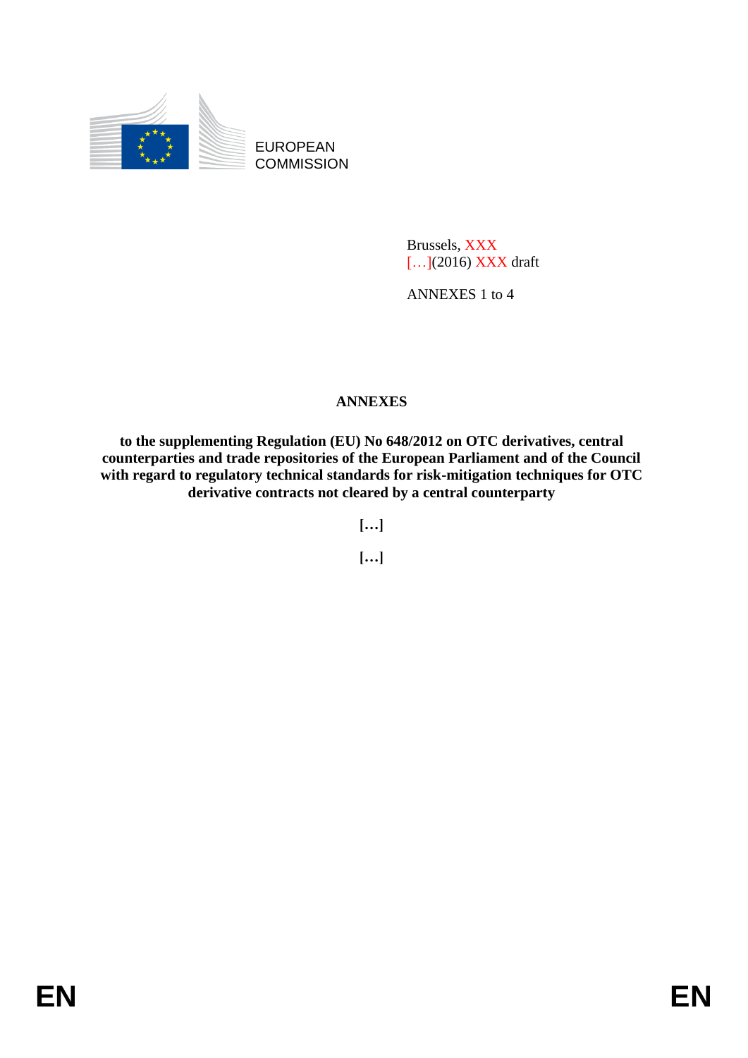EUROPEAN COMMISSION

Brussels, XXX
[…](2016) XXX draft

ANNEXES 1 to 4

# ANNEXES

**to the supplementing Regulation (EU) No 648/2012 on OTC derivatives, central counterparties and trade repositories of the European Parliament and of the Council with regard to regulatory technical standards for risk-mitigation techniques for OTC derivative contracts not cleared by a central counterparty**

**[…]**

**[…]**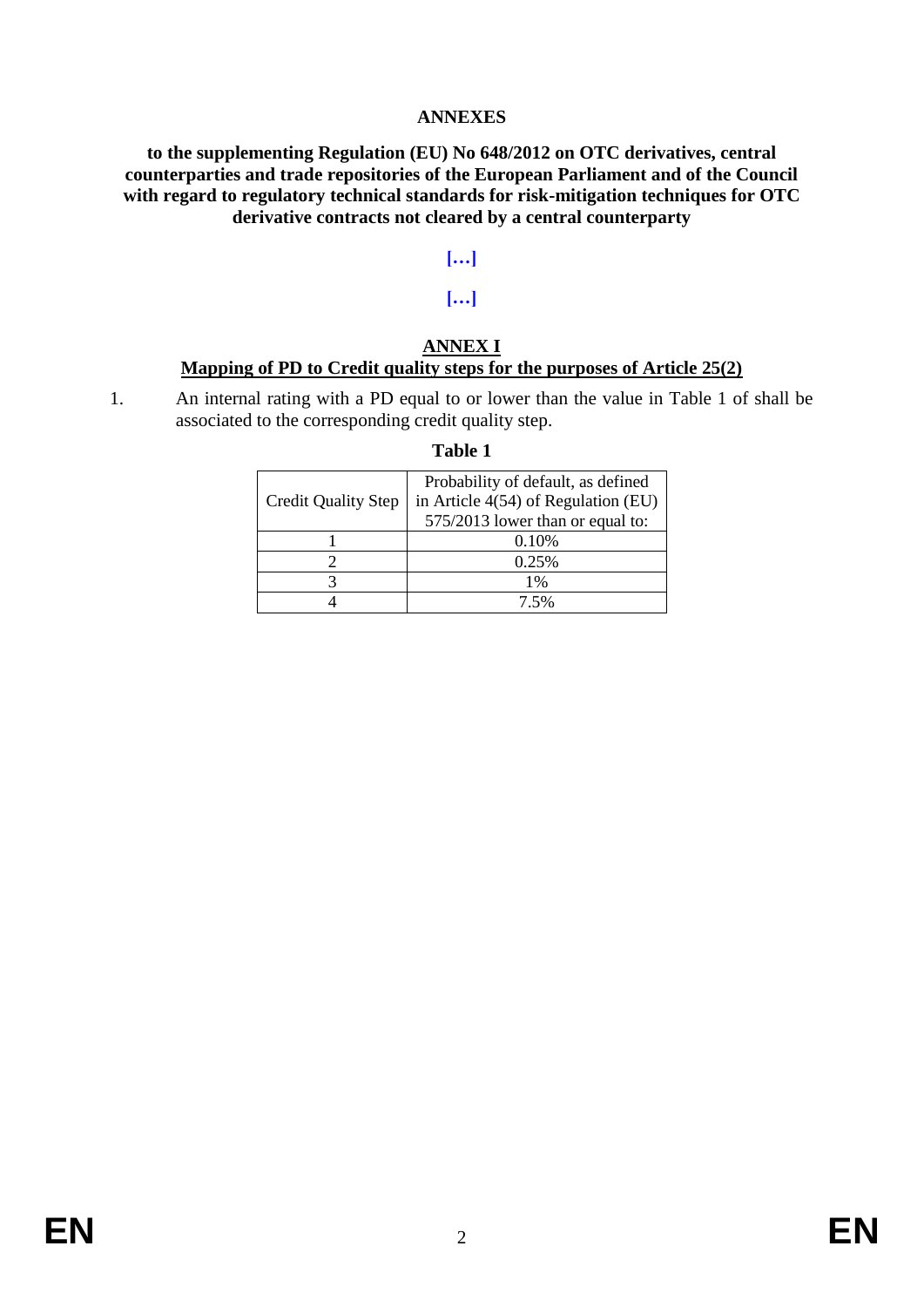**ANNEXES**

**to the supplementing Regulation (EU) No 648/2012 on OTC derivatives, central counterparties and trade repositories of the European Parliament and of the Council with regard to regulatory technical standards for risk-mitigation techniques for OTC derivative contracts not cleared by a central counterparty**

**[…]**

**[…]**

## ANNEX I

## Mapping of PD to Credit quality steps for the purposes of Article 25(2)

1. An internal rating with a PD equal to or lower than the value in Table 1 of shall be associated to the corresponding credit quality step.

**Table 1**

| Credit Quality Step | Probability of default, as defined in Article 4(54) of Regulation (EU) 575/2013 lower than or equal to: |
|---|---|
| 1 | 0.10% |
| 2 | 0.25% |
| 3 | 1% |
| 4 | 7.5% |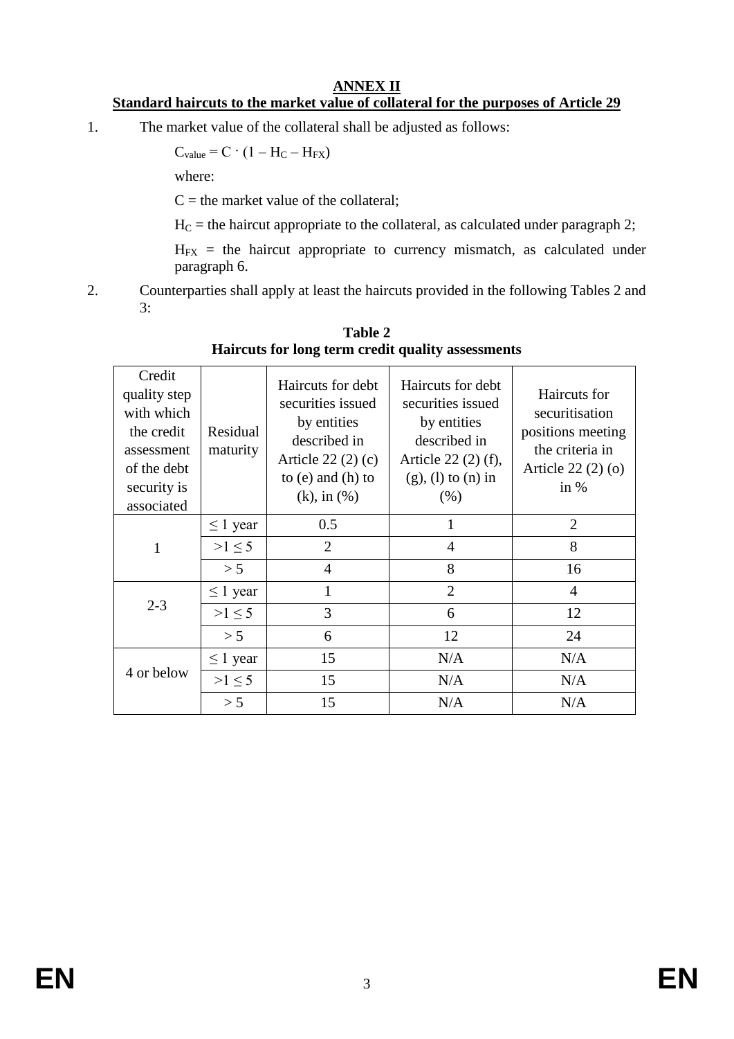# ANNEX II

## Standard haircuts to the market value of collateral for the purposes of Article 29

1. The market value of the collateral shall be adjusted as follows:

   $C_{value} = C \cdot (1 - H_C - H_{FX})$

   where:

   $C$ = the market value of the collateral;

   $H_C$ = the haircut appropriate to the collateral, as calculated under paragraph 2;

   $H_{FX}$ = the haircut appropriate to currency mismatch, as calculated under paragraph 6.

2. Counterparties shall apply at least the haircuts provided in the following Tables 2 and 3:

**Table 2**
**Haircuts for long term credit quality assessments**

| Credit quality step with which the credit assessment of the debt security is associated | Residual maturity | Haircuts for debt securities issued by entities described in Article 22 (2) (c) to (e) and (h) to (k), in (%) | Haircuts for debt securities issued by entities described in Article 22 (2) (f), (g), (l) to (n) in (%) | Haircuts for securitisation positions meeting the criteria in Article 22 (2) (o) in % |
|---|---|---|---|---|
| 1 | ≤ 1 year | 0.5 | 1 | 2 |
| | >1 ≤ 5 | 2 | 4 | 8 |
| | > 5 | 4 | 8 | 16 |
| 2-3 | ≤ 1 year | 1 | 2 | 4 |
| | >1 ≤ 5 | 3 | 6 | 12 |
| | > 5 | 6 | 12 | 24 |
| 4 or below | ≤ 1 year | 15 | N/A | N/A |
| | >1 ≤ 5 | 15 | N/A | N/A |
| | > 5 | 15 | N/A | N/A |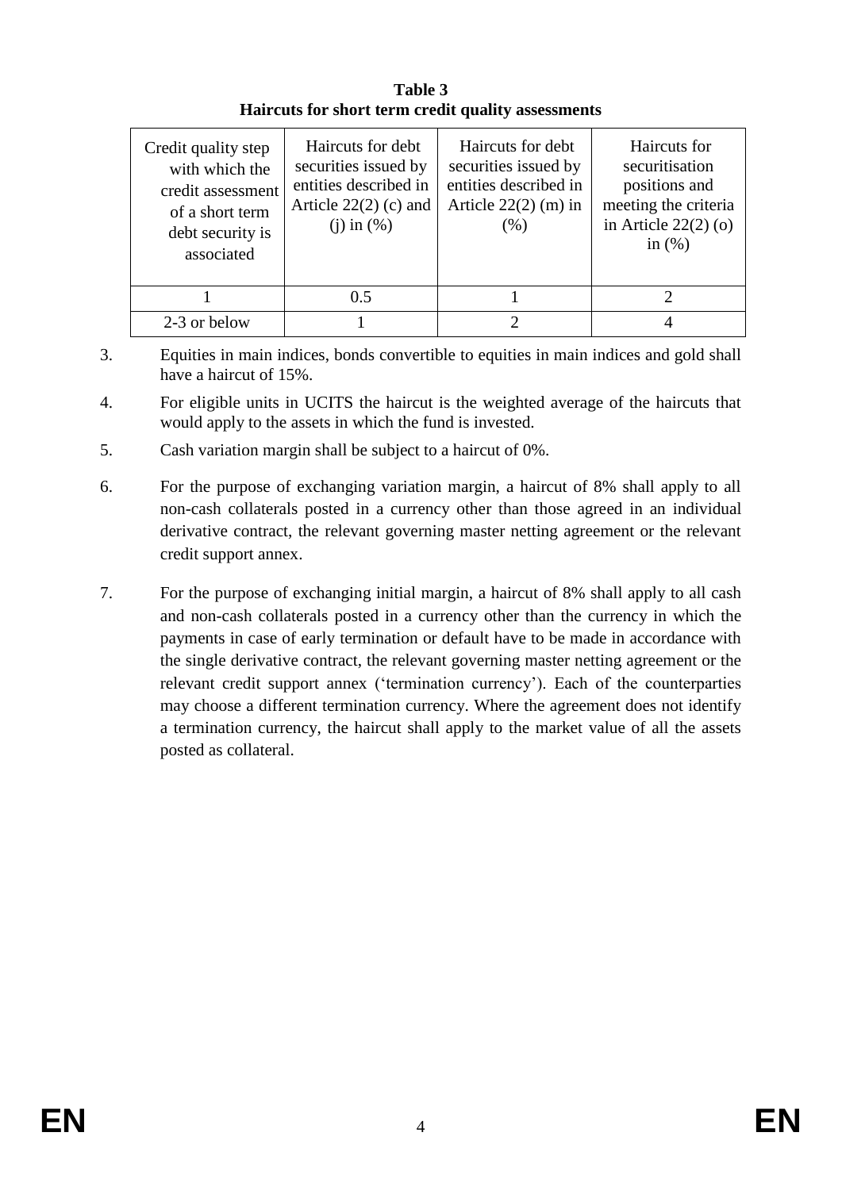**Table 3**
**Haircuts for short term credit quality assessments**

| Credit quality step with which the credit assessment of a short term debt security is associated | Haircuts for debt securities issued by entities described in Article 22(2) (c) and (j) in (%) | Haircuts for debt securities issued by entities described in Article 22(2) (m) in (%) | Haircuts for securitisation positions and meeting the criteria in Article 22(2) (o) in (%) |
|---|---|---|---|
| 1 | 0.5 | 1 | 2 |
| 2-3 or below | 1 | 2 | 4 |

3. Equities in main indices, bonds convertible to equities in main indices and gold shall have a haircut of 15%.

4. For eligible units in UCITS the haircut is the weighted average of the haircuts that would apply to the assets in which the fund is invested.

5. Cash variation margin shall be subject to a haircut of 0%.

6. For the purpose of exchanging variation margin, a haircut of 8% shall apply to all non-cash collaterals posted in a currency other than those agreed in an individual derivative contract, the relevant governing master netting agreement or the relevant credit support annex.

7. For the purpose of exchanging initial margin, a haircut of 8% shall apply to all cash and non-cash collaterals posted in a currency other than the currency in which the payments in case of early termination or default have to be made in accordance with the single derivative contract, the relevant governing master netting agreement or the relevant credit support annex ('termination currency'). Each of the counterparties may choose a different termination currency. Where the agreement does not identify a termination currency, the haircut shall apply to the market value of all the assets posted as collateral.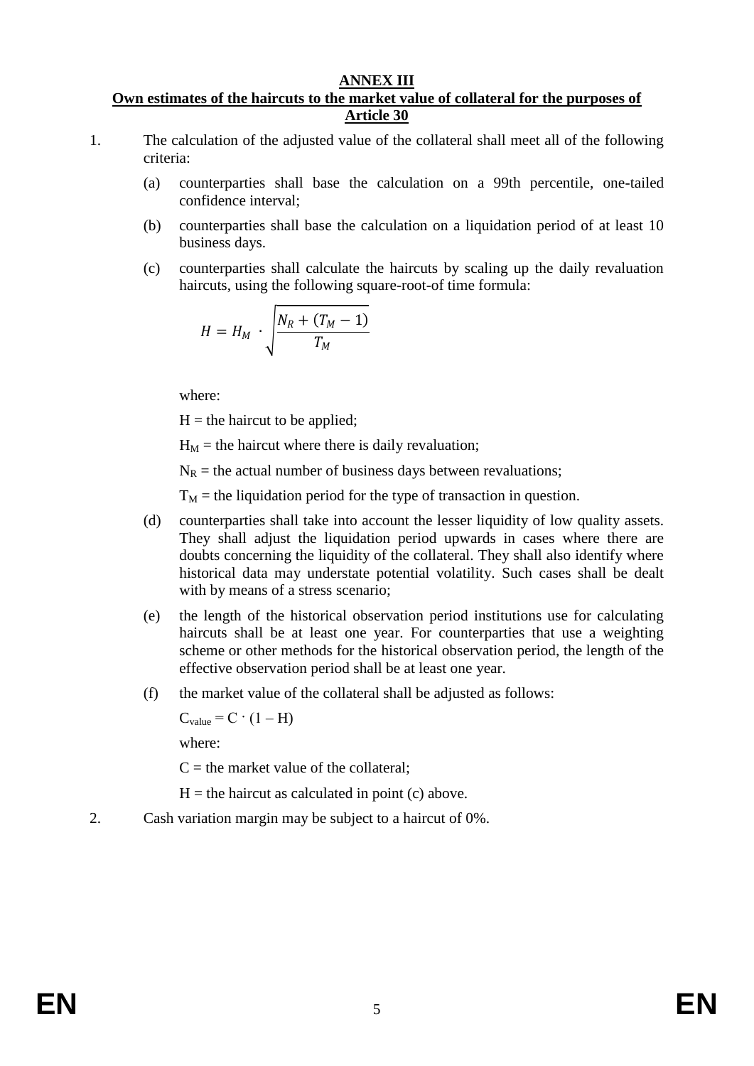# ANNEX III

## Own estimates of the haircuts to the market value of collateral for the purposes of Article 30

1. The calculation of the adjusted value of the collateral shall meet all of the following criteria:

   (a) counterparties shall base the calculation on a 99th percentile, one-tailed confidence interval;

   (b) counterparties shall base the calculation on a liquidation period of at least 10 business days.

   (c) counterparties shall calculate the haircuts by scaling up the daily revaluation haircuts, using the following square-root-of time formula:

   $$H = H_M \cdot \sqrt{\frac{N_R + (T_M - 1)}{T_M}}$$

   where:

   $H$ = the haircut to be applied;

   $H_M$ = the haircut where there is daily revaluation;

   $N_R$ = the actual number of business days between revaluations;

   $T_M$ = the liquidation period for the type of transaction in question.

   (d) counterparties shall take into account the lesser liquidity of low quality assets. They shall adjust the liquidation period upwards in cases where there are doubts concerning the liquidity of the collateral. They shall also identify where historical data may understate potential volatility. Such cases shall be dealt with by means of a stress scenario;

   (e) the length of the historical observation period institutions use for calculating haircuts shall be at least one year. For counterparties that use a weighting scheme or other methods for the historical observation period, the length of the effective observation period shall be at least one year.

   (f) the market value of the collateral shall be adjusted as follows:

   $C_{value} = C \cdot (1 - H)$

   where:

   $C$ = the market value of the collateral;

   $H$ = the haircut as calculated in point (c) above.

2. Cash variation margin may be subject to a haircut of 0%.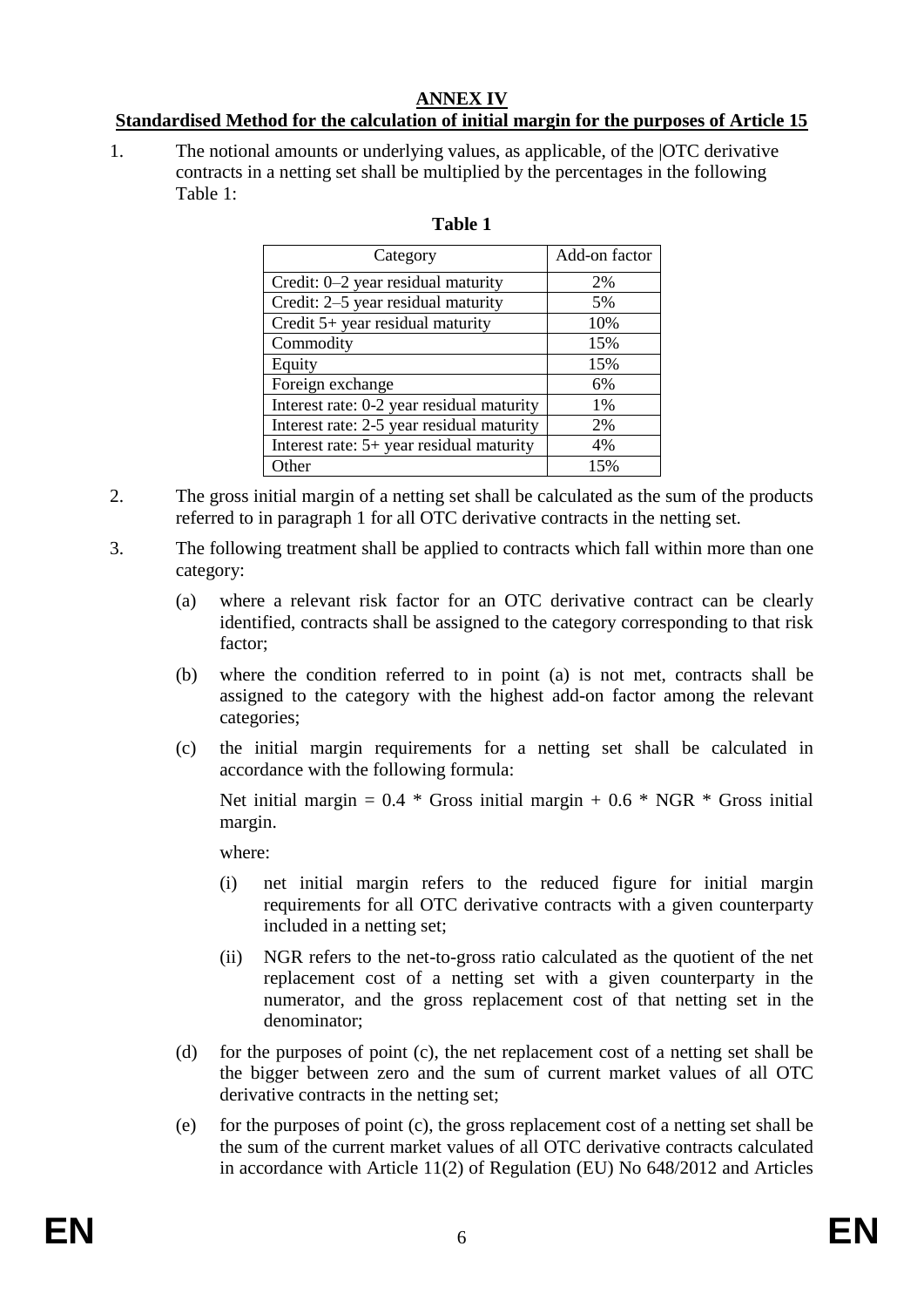## ANNEX IV

## Standardised Method for the calculation of initial margin for the purposes of Article 15

1. The notional amounts or underlying values, as applicable, of the |OTC derivative contracts in a netting set shall be multiplied by the percentages in the following Table 1:

**Table 1**

| Category | Add-on factor |
|---|---|
| Credit: 0–2 year residual maturity | 2% |
| Credit: 2–5 year residual maturity | 5% |
| Credit 5+ year residual maturity | 10% |
| Commodity | 15% |
| Equity | 15% |
| Foreign exchange | 6% |
| Interest rate: 0-2 year residual maturity | 1% |
| Interest rate: 2-5 year residual maturity | 2% |
| Interest rate: 5+ year residual maturity | 4% |
| Other | 15% |

2. The gross initial margin of a netting set shall be calculated as the sum of the products referred to in paragraph 1 for all OTC derivative contracts in the netting set.

3. The following treatment shall be applied to contracts which fall within more than one category:

   (a) where a relevant risk factor for an OTC derivative contract can be clearly identified, contracts shall be assigned to the category corresponding to that risk factor;

   (b) where the condition referred to in point (a) is not met, contracts shall be assigned to the category with the highest add-on factor among the relevant categories;

   (c) the initial margin requirements for a netting set shall be calculated in accordance with the following formula:

   Net initial margin = 0.4 * Gross initial margin + 0.6 * NGR * Gross initial margin.

   where:

   (i) net initial margin refers to the reduced figure for initial margin requirements for all OTC derivative contracts with a given counterparty included in a netting set;

   (ii) NGR refers to the net-to-gross ratio calculated as the quotient of the net replacement cost of a netting set with a given counterparty in the numerator, and the gross replacement cost of that netting set in the denominator;

   (d) for the purposes of point (c), the net replacement cost of a netting set shall be the bigger between zero and the sum of current market values of all OTC derivative contracts in the netting set;

   (e) for the purposes of point (c), the gross replacement cost of a netting set shall be the sum of the current market values of all OTC derivative contracts calculated in accordance with Article 11(2) of Regulation (EU) No 648/2012 and Articles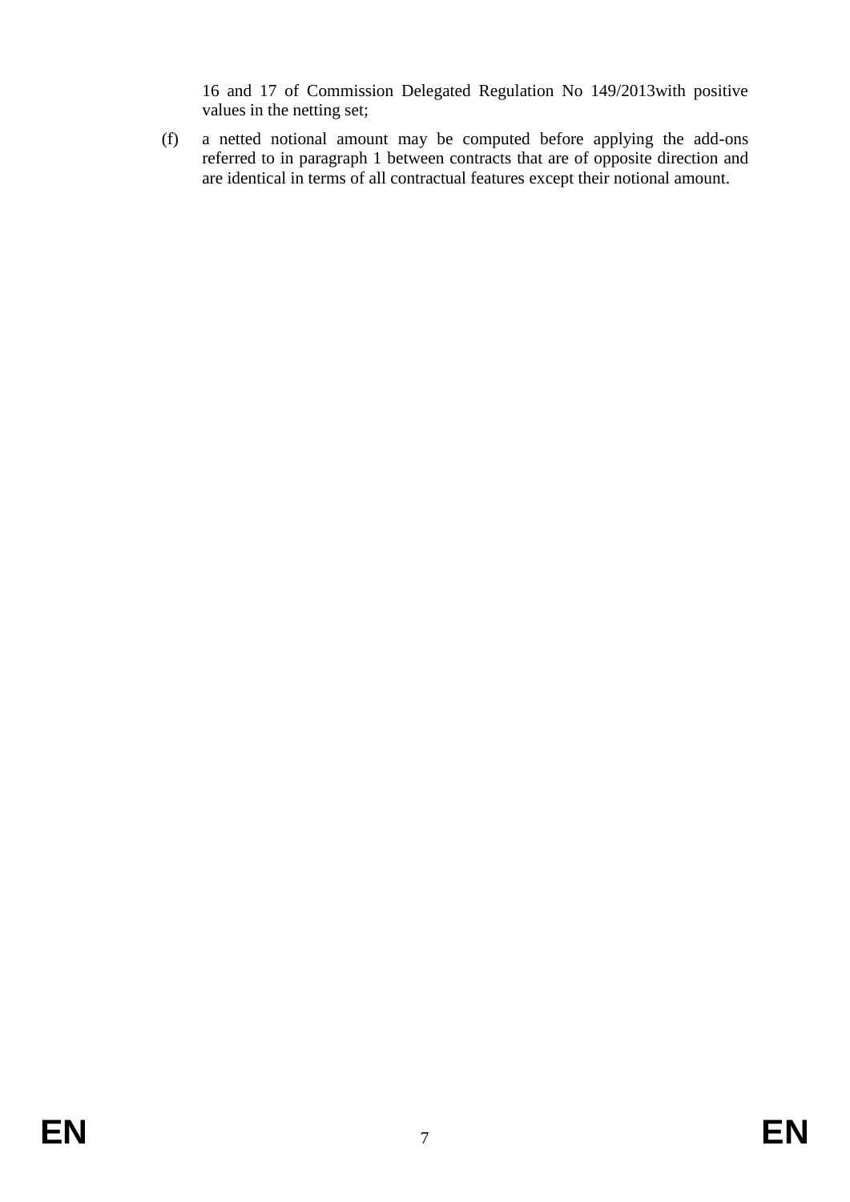16 and 17 of Commission Delegated Regulation No 149/2013with positive values in the netting set;

(f) a netted notional amount may be computed before applying the add-ons referred to in paragraph 1 between contracts that are of opposite direction and are identical in terms of all contractual features except their notional amount.